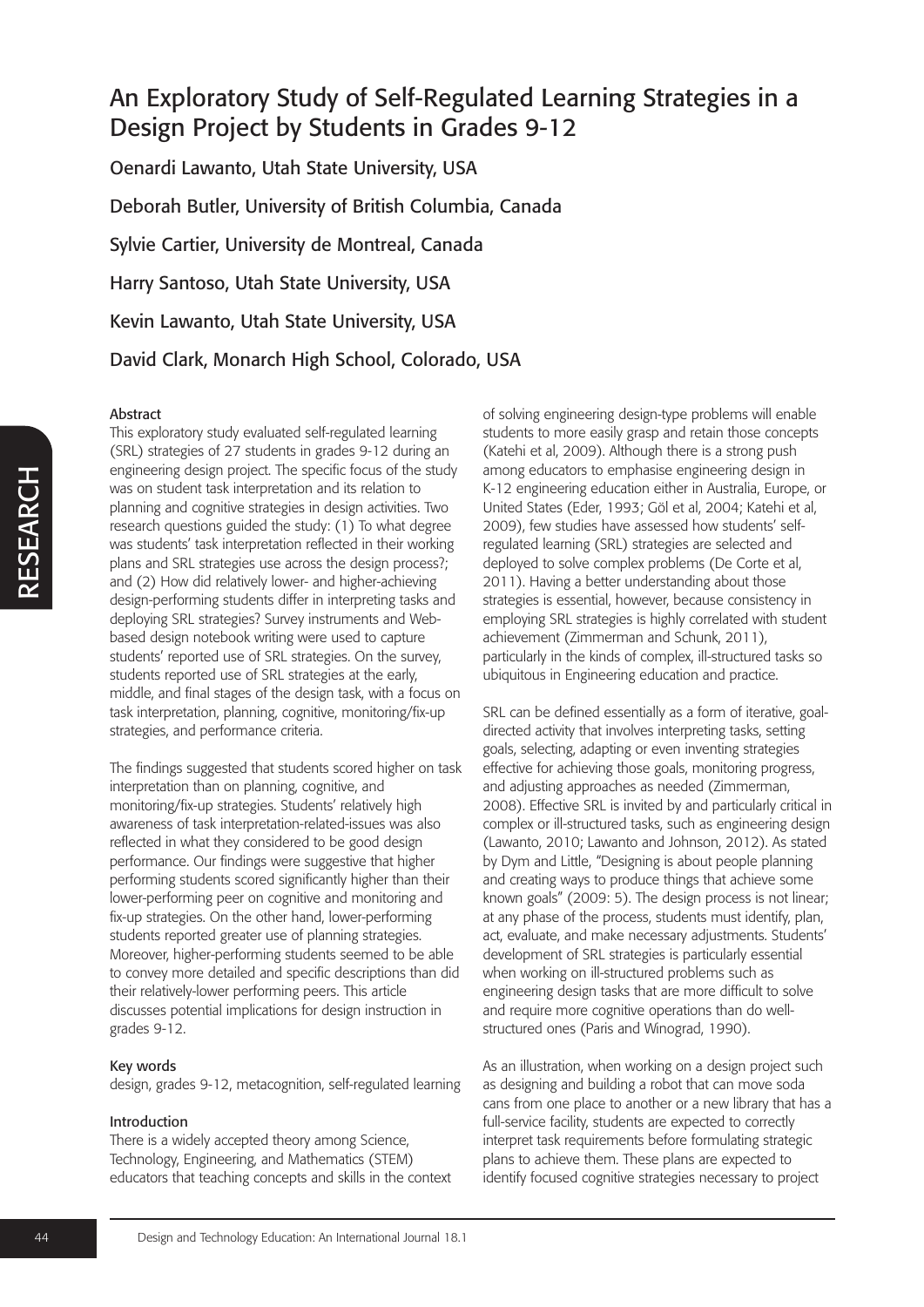# An Exploratory Study of Self-Regulated Learning Strategies in a Design Project by Students in Grades 9-12

Oenardi Lawanto, Utah State University, USA

Deborah Butler, University of British Columbia, Canada

Sylvie Cartier, University de Montreal, Canada

Harry Santoso, Utah State University, USA

Kevin Lawanto, Utah State University, USA

David Clark, Monarch High School, Colorado, USA

### Abstract

This exploratory study evaluated self-regulated learning (SRL) strategies of 27 students in grades 9-12 during an engineering design project. The specific focus of the study was on student task interpretation and its relation to planning and cognitive strategies in design activities. Two research questions guided the study: (1) To what degree was students' task interpretation reflected in their working plans and SRL strategies use across the design process?; and (2) How did relatively lower- and higher-achieving design-performing students differ in interpreting tasks and deploying SRL strategies? Survey instruments and Web-based design notebook writing were used to capture students' reported use of SRL strategies. On the survey, students reported use of SRL strategies at the early, middle, and final stages of the design task, with a focus on task interpretation, planning, cognitive, monitoring/fix-up strategies, and performance criteria.

The findings suggested that students scored higher on task interpretation than on planning, cognitive, and monitoring/fix-up strategies. Students' relatively high awareness of task interpretation-related-issues was also reflected in what they considered to be good design performance. Our findings were suggestive that higher performing students scored significantly higher than their lower-performing peer on cognitive and monitoring and fix-up strategies. On the other hand, lower-performing students reported greater use of planning strategies. Moreover, higher-performing students seemed to be able to convey more detailed and specific descriptions than did their relatively-lower performing peers. This article discusses potential implications for design instruction in grades 9-12.

### Key words

design, grades 9-12, metacognition, self-regulated learning

### Introduction

There is a widely accepted theory among Science, Technology, Engineering, and Mathematics (STEM) educators that teaching concepts and skills in the context of solving engineering design-type problems will enable students to more easily grasp and retain those concepts (Katehi et al, 2009). Although there is a strong push among educators to emphasise engineering design in K-12 engineering education either in Australia, Europe, or United States (Eder, 1993; Göl et al, 2004; Katehi et al, 2009), few studies have assessed how students' self-regulated learning (SRL) strategies are selected and deployed to solve complex problems (De Corte et al, 2011). Having a better understanding about those strategies is essential, however, because consistency in employing SRL strategies is highly correlated with student achievement (Zimmerman and Schunk, 2011), particularly in the kinds of complex, ill-structured tasks so ubiquitous in Engineering education and practice.

SRL can be defined essentially as a form of iterative, goal-directed activity that involves interpreting tasks, setting goals, selecting, adapting or even inventing strategies effective for achieving those goals, monitoring progress, and adjusting approaches as needed (Zimmerman, 2008). Effective SRL is invited by and particularly critical in complex or ill-structured tasks, such as engineering design (Lawanto, 2010; Lawanto and Johnson, 2012). As stated by Dym and Little, "Designing is about people planning and creating ways to produce things that achieve some known goals" (2009: 5). The design process is not linear; at any phase of the process, students must identify, plan, act, evaluate, and make necessary adjustments. Students' development of SRL strategies is particularly essential when working on ill-structured problems such as engineering design tasks that are more difficult to solve and require more cognitive operations than do well-structured ones (Paris and Winograd, 1990).

As an illustration, when working on a design project such as designing and building a robot that can move soda cans from one place to another or a new library that has a full-service facility, students are expected to correctly interpret task requirements before formulating strategic plans to achieve them. These plans are expected to identify focused cognitive strategies necessary to project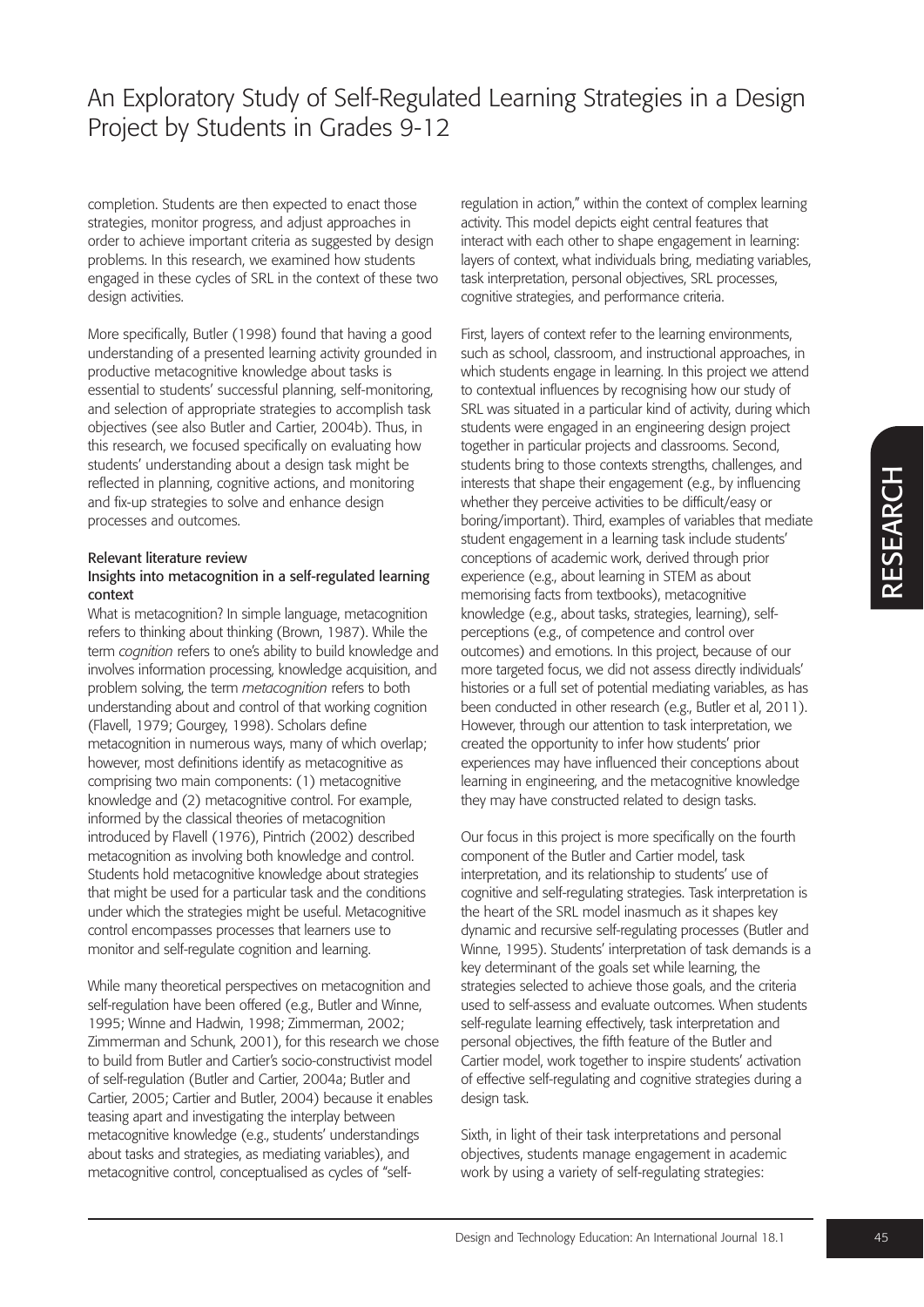completion. Students are then expected to enact those strategies, monitor progress, and adjust approaches in order to achieve important criteria as suggested by design problems. In this research, we examined how students engaged in these cycles of SRL in the context of these two design activities.

More specifically, Butler (1998) found that having a good understanding of a presented learning activity grounded in productive metacognitive knowledge about tasks is essential to students' successful planning, self-monitoring, and selection of appropriate strategies to accomplish task objectives (see also Butler and Cartier, 2004b). Thus, in this research, we focused specifically on evaluating how students' understanding about a design task might be reflected in planning, cognitive actions, and monitoring and fix-up strategies to solve and enhance design processes and outcomes.

## Relevant literature review

### Insights into metacognition in a self-regulated learning context

What is metacognition? In simple language, metacognition refers to thinking about thinking (Brown, 1987). While the term *cognition* refers to one's ability to build knowledge and involves information processing, knowledge acquisition, and problem solving, the term *metacognition* refers to both understanding about and control of that working cognition (Flavell, 1979; Gourgey, 1998). Scholars define metacognition in numerous ways, many of which overlap; however, most definitions identify as metacognitive as comprising two main components: (1) metacognitive knowledge and (2) metacognitive control. For example, informed by the classical theories of metacognition introduced by Flavell (1976), Pintrich (2002) described metacognition as involving both knowledge and control. Students hold metacognitive knowledge about strategies that might be used for a particular task and the conditions under which the strategies might be useful. Metacognitive control encompasses processes that learners use to monitor and self-regulate cognition and learning.

While many theoretical perspectives on metacognition and self-regulation have been offered (e.g., Butler and Winne, 1995; Winne and Hadwin, 1998; Zimmerman, 2002; Zimmerman and Schunk, 2001), for this research we chose to build from Butler and Cartier's socio-constructivist model of self-regulation (Butler and Cartier, 2004a; Butler and Cartier, 2005; Cartier and Butler, 2004) because it enables teasing apart and investigating the interplay between metacognitive knowledge (e.g., students' understandings about tasks and strategies, as mediating variables), and metacognitive control, conceptualised as cycles of "self-regulation in action," within the context of complex learning activity. This model depicts eight central features that interact with each other to shape engagement in learning: layers of context, what individuals bring, mediating variables, task interpretation, personal objectives, SRL processes, cognitive strategies, and performance criteria.

First, layers of context refer to the learning environments, such as school, classroom, and instructional approaches, in which students engage in learning. In this project we attend to contextual influences by recognising how our study of SRL was situated in a particular kind of activity, during which students were engaged in an engineering design project together in particular projects and classrooms. Second, students bring to those contexts strengths, challenges, and interests that shape their engagement (e.g., by influencing whether they perceive activities to be difficult/easy or boring/important). Third, examples of variables that mediate student engagement in a learning task include students' conceptions of academic work, derived through prior experience (e.g., about learning in STEM as about memorising facts from textbooks), metacognitive knowledge (e.g., about tasks, strategies, learning), self-perceptions (e.g., of competence and control over outcomes) and emotions. In this project, because of our more targeted focus, we did not assess directly individuals' histories or a full set of potential mediating variables, as has been conducted in other research (e.g., Butler et al, 2011). However, through our attention to task interpretation, we created the opportunity to infer how students' prior experiences may have influenced their conceptions about learning in engineering, and the metacognitive knowledge they may have constructed related to design tasks.

Our focus in this project is more specifically on the fourth component of the Butler and Cartier model, task interpretation, and its relationship to students' use of cognitive and self-regulating strategies. Task interpretation is the heart of the SRL model inasmuch as it shapes key dynamic and recursive self-regulating processes (Butler and Winne, 1995). Students' interpretation of task demands is a key determinant of the goals set while learning, the strategies selected to achieve those goals, and the criteria used to self-assess and evaluate outcomes. When students self-regulate learning effectively, task interpretation and personal objectives, the fifth feature of the Butler and Cartier model, work together to inspire students' activation of effective self-regulating and cognitive strategies during a design task.

Sixth, in light of their task interpretations and personal objectives, students manage engagement in academic work by using a variety of self-regulating strategies: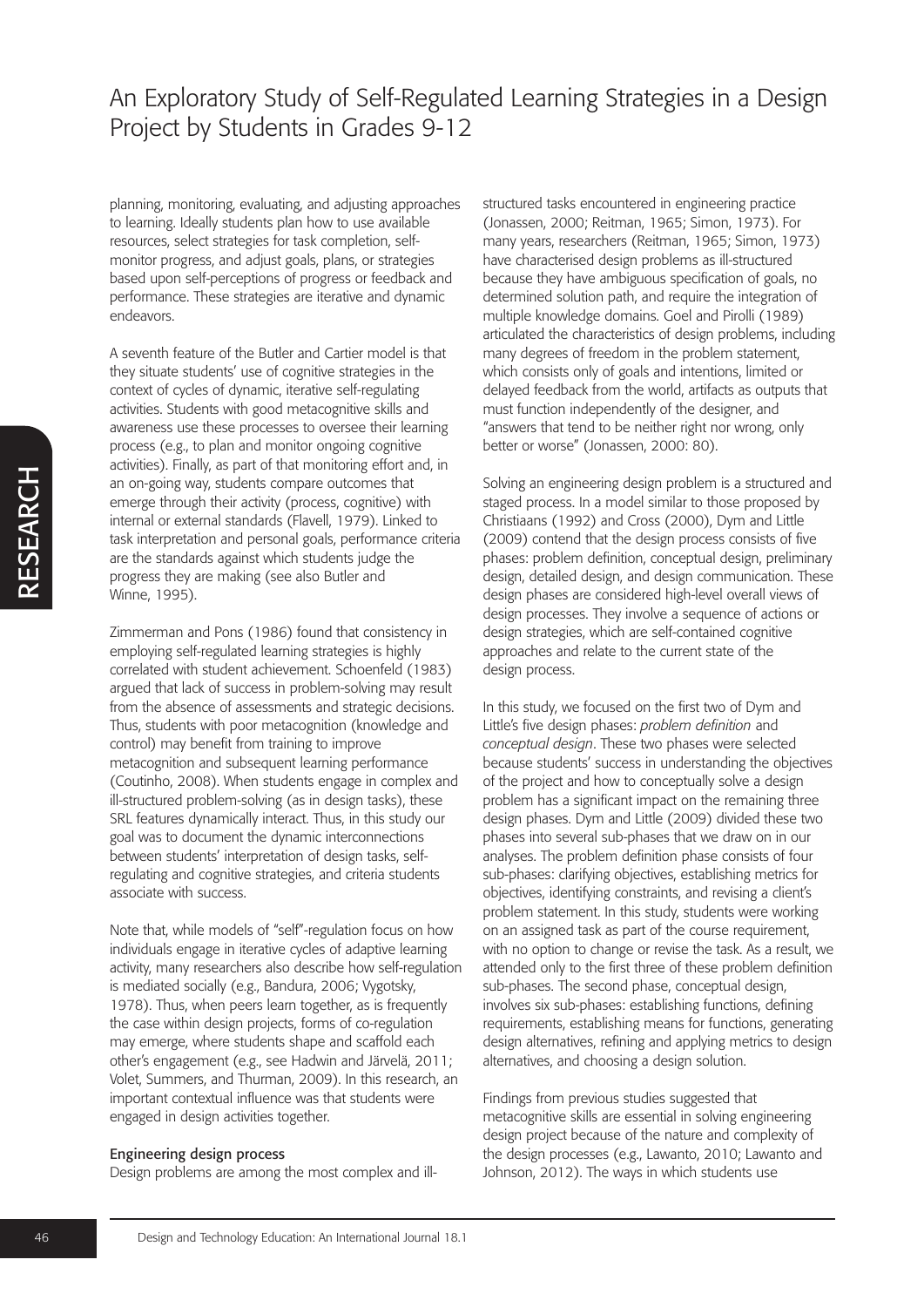planning, monitoring, evaluating, and adjusting approaches to learning. Ideally students plan how to use available resources, select strategies for task completion, self-monitor progress, and adjust goals, plans, or strategies based upon self-perceptions of progress or feedback and performance. These strategies are iterative and dynamic endeavors.

A seventh feature of the Butler and Cartier model is that they situate students' use of cognitive strategies in the context of cycles of dynamic, iterative self-regulating activities. Students with good metacognitive skills and awareness use these processes to oversee their learning process (e.g., to plan and monitor ongoing cognitive activities). Finally, as part of that monitoring effort and, in an on-going way, students compare outcomes that emerge through their activity (process, cognitive) with internal or external standards (Flavell, 1979). Linked to task interpretation and personal goals, performance criteria are the standards against which students judge the progress they are making (see also Butler and Winne, 1995).

Zimmerman and Pons (1986) found that consistency in employing self-regulated learning strategies is highly correlated with student achievement. Schoenfeld (1983) argued that lack of success in problem-solving may result from the absence of assessments and strategic decisions. Thus, students with poor metacognition (knowledge and control) may benefit from training to improve metacognition and subsequent learning performance (Coutinho, 2008). When students engage in complex and ill-structured problem-solving (as in design tasks), these SRL features dynamically interact. Thus, in this study our goal was to document the dynamic interconnections between students' interpretation of design tasks, self-regulating and cognitive strategies, and criteria students associate with success.

Note that, while models of "self"-regulation focus on how individuals engage in iterative cycles of adaptive learning activity, many researchers also describe how self-regulation is mediated socially (e.g., Bandura, 2006; Vygotsky, 1978). Thus, when peers learn together, as is frequently the case within design projects, forms of co-regulation may emerge, where students shape and scaffold each other's engagement (e.g., see Hadwin and Järvelä, 2011; Volet, Summers, and Thurman, 2009). In this research, an important contextual influence was that students were engaged in design activities together.

### Engineering design process

Design problems are among the most complex and ill-structured tasks encountered in engineering practice (Jonassen, 2000; Reitman, 1965; Simon, 1973). For many years, researchers (Reitman, 1965; Simon, 1973) have characterised design problems as ill-structured because they have ambiguous specification of goals, no determined solution path, and require the integration of multiple knowledge domains. Goel and Pirolli (1989) articulated the characteristics of design problems, including many degrees of freedom in the problem statement, which consists only of goals and intentions, limited or delayed feedback from the world, artifacts as outputs that must function independently of the designer, and "answers that tend to be neither right nor wrong, only better or worse" (Jonassen, 2000: 80).

Solving an engineering design problem is a structured and staged process. In a model similar to those proposed by Christiaans (1992) and Cross (2000), Dym and Little (2009) contend that the design process consists of five phases: problem definition, conceptual design, preliminary design, detailed design, and design communication. These design phases are considered high-level overall views of design processes. They involve a sequence of actions or design strategies, which are self-contained cognitive approaches and relate to the current state of the design process.

In this study, we focused on the first two of Dym and Little's five design phases: *problem definition* and *conceptual design*. These two phases were selected because students' success in understanding the objectives of the project and how to conceptually solve a design problem has a significant impact on the remaining three design phases. Dym and Little (2009) divided these two phases into several sub-phases that we draw on in our analyses. The problem definition phase consists of four sub-phases: clarifying objectives, establishing metrics for objectives, identifying constraints, and revising a client's problem statement. In this study, students were working on an assigned task as part of the course requirement, with no option to change or revise the task. As a result, we attended only to the first three of these problem definition sub-phases. The second phase, conceptual design, involves six sub-phases: establishing functions, defining requirements, establishing means for functions, generating design alternatives, refining and applying metrics to design alternatives, and choosing a design solution.

Findings from previous studies suggested that metacognitive skills are essential in solving engineering design project because of the nature and complexity of the design processes (e.g., Lawanto, 2010; Lawanto and Johnson, 2012). The ways in which students use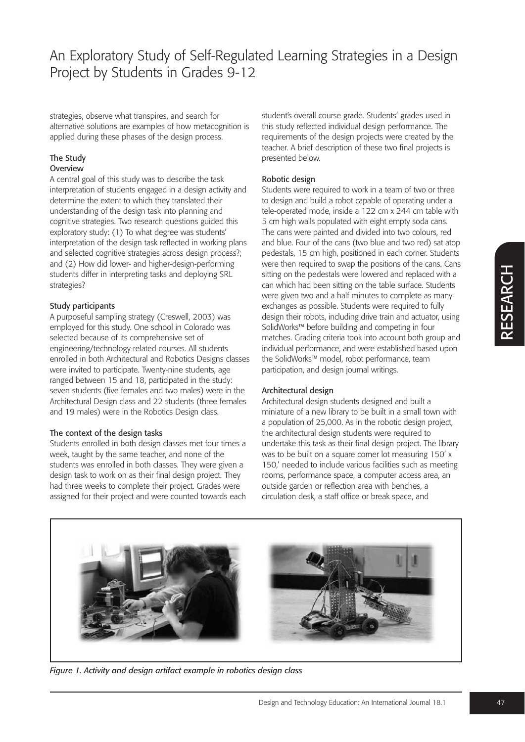strategies, observe what transpires, and search for alternative solutions are examples of how metacognition is applied during these phases of the design process.

## The Study

### Overview

A central goal of this study was to describe the task interpretation of students engaged in a design activity and determine the extent to which they translated their understanding of the design task into planning and cognitive strategies. Two research questions guided this exploratory study: (1) To what degree was students' interpretation of the design task reflected in working plans and selected cognitive strategies across design process?; and (2) How did lower- and higher-design-performing students differ in interpreting tasks and deploying SRL strategies?

### Study participants

A purposeful sampling strategy (Creswell, 2003) was employed for this study. One school in Colorado was selected because of its comprehensive set of engineering/technology-related courses. All students enrolled in both Architectural and Robotics Designs classes were invited to participate. Twenty-nine students, age ranged between 15 and 18, participated in the study: seven students (five females and two males) were in the Architectural Design class and 22 students (three females and 19 males) were in the Robotics Design class.

### The context of the design tasks

Students enrolled in both design classes met four times a week, taught by the same teacher, and none of the students was enrolled in both classes. They were given a design task to work on as their final design project. They had three weeks to complete their project. Grades were assigned for their project and were counted towards each student's overall course grade. Students' grades used in this study reflected individual design performance. The requirements of the design projects were created by the teacher. A brief description of these two final projects is presented below.

### Robotic design

Students were required to work in a team of two or three to design and build a robot capable of operating under a tele-operated mode, inside a 122 cm x 244 cm table with 5 cm high walls populated with eight empty soda cans. The cans were painted and divided into two colours, red and blue. Four of the cans (two blue and two red) sat atop pedestals, 15 cm high, positioned in each corner. Students were then required to swap the positions of the cans. Cans sitting on the pedestals were lowered and replaced with a can which had been sitting on the table surface. Students were given two and a half minutes to complete as many exchanges as possible. Students were required to fully design their robots, including drive train and actuator, using SolidWorks™ before building and competing in four matches. Grading criteria took into account both group and individual performance, and were established based upon the SolidWorks™ model, robot performance, team participation, and design journal writings.

### Architectural design

Architectural design students designed and built a miniature of a new library to be built in a small town with a population of 25,000. As in the robotic design project, the architectural design students were required to undertake this task as their final design project. The library was to be built on a square corner lot measuring 150' x 150,' needed to include various facilities such as meeting rooms, performance space, a computer access area, an outside garden or reflection area with benches, a circulation desk, a staff office or break space, and

*Figure 1. Activity and design artifact example in robotics design class*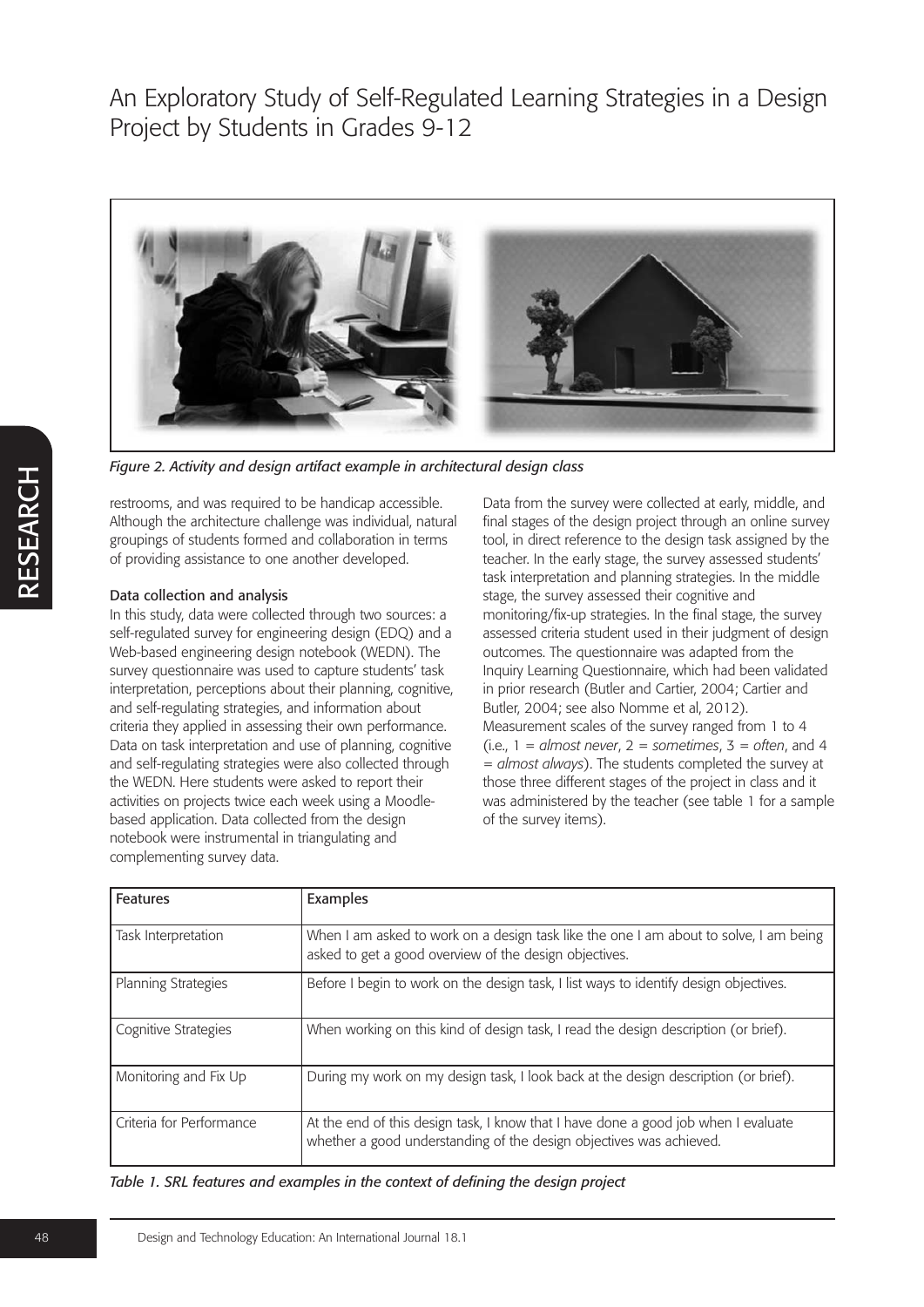*Figure 2. Activity and design artifact example in architectural design class*

restrooms, and was required to be handicap accessible. Although the architecture challenge was individual, natural groupings of students formed and collaboration in terms of providing assistance to one another developed.

### Data collection and analysis

In this study, data were collected through two sources: a self-regulated survey for engineering design (EDQ) and a Web-based engineering design notebook (WEDN). The survey questionnaire was used to capture students' task interpretation, perceptions about their planning, cognitive, and self-regulating strategies, and information about criteria they applied in assessing their own performance. Data on task interpretation and use of planning, cognitive and self-regulating strategies were also collected through the WEDN. Here students were asked to report their activities on projects twice each week using a Moodle-based application. Data collected from the design notebook were instrumental in triangulating and complementing survey data.

Data from the survey were collected at early, middle, and final stages of the design project through an online survey tool, in direct reference to the design task assigned by the teacher. In the early stage, the survey assessed students' task interpretation and planning strategies. In the middle stage, the survey assessed their cognitive and monitoring/fix-up strategies. In the final stage, the survey assessed criteria student used in their judgment of design outcomes. The questionnaire was adapted from the Inquiry Learning Questionnaire, which had been validated in prior research (Butler and Cartier, 2004; Cartier and Butler, 2004; see also Nomme et al, 2012). Measurement scales of the survey ranged from 1 to 4 (i.e., 1 = *almost never*, 2 = *sometimes*, 3 = *often*, and 4 = *almost always*). The students completed the survey at those three different stages of the project in class and it was administered by the teacher (see table 1 for a sample of the survey items).

| Features | Examples |
|---|---|
| Task Interpretation | When I am asked to work on a design task like the one I am about to solve, I am being asked to get a good overview of the design objectives. |
| Planning Strategies | Before I begin to work on the design task, I list ways to identify design objectives. |
| Cognitive Strategies | When working on this kind of design task, I read the design description (or brief). |
| Monitoring and Fix Up | During my work on my design task, I look back at the design description (or brief). |
| Criteria for Performance | At the end of this design task, I know that I have done a good job when I evaluate whether a good understanding of the design objectives was achieved. |

*Table 1. SRL features and examples in the context of defining the design project*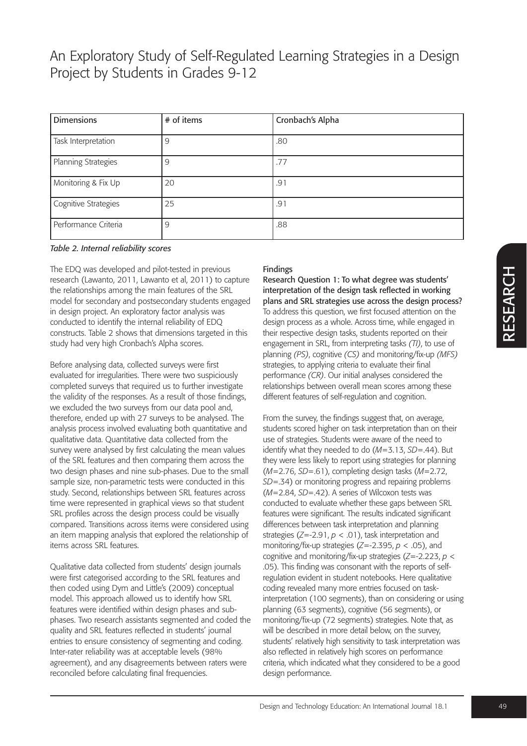| Dimensions | # of items | Cronbach's Alpha |
|---|---|---|
| Task Interpretation | 9 | .80 |
| Planning Strategies | 9 | .77 |
| Monitoring & Fix Up | 20 | .91 |
| Cognitive Strategies | 25 | .91 |
| Performance Criteria | 9 | .88 |

*Table 2. Internal reliability scores*

The EDQ was developed and pilot-tested in previous research (Lawanto, 2011, Lawanto et al, 2011) to capture the relationships among the main features of the SRL model for secondary and postsecondary students engaged in design project. An exploratory factor analysis was conducted to identify the internal reliability of EDQ constructs. Table 2 shows that dimensions targeted in this study had very high Cronbach's Alpha scores.

Before analysing data, collected surveys were first evaluated for irregularities. There were two suspiciously completed surveys that required us to further investigate the validity of the responses. As a result of those findings, we excluded the two surveys from our data pool and, therefore, ended up with 27 surveys to be analysed. The analysis process involved evaluating both quantitative and qualitative data. Quantitative data collected from the survey were analysed by first calculating the mean values of the SRL features and then comparing them across the two design phases and nine sub-phases. Due to the small sample size, non-parametric tests were conducted in this study. Second, relationships between SRL features across time were represented in graphical views so that student SRL profiles across the design process could be visually compared. Transitions across items were considered using an item mapping analysis that explored the relationship of items across SRL features.

Qualitative data collected from students' design journals were first categorised according to the SRL features and then coded using Dym and Little's (2009) conceptual model. This approach allowed us to identify how SRL features were identified within design phases and sub-phases. Two research assistants segmented and coded the quality and SRL features reflected in students' journal entries to ensure consistency of segmenting and coding. Inter-rater reliability was at acceptable levels (98% agreement), and any disagreements between raters were reconciled before calculating final frequencies.

## Findings

### Research Question 1: To what degree was students' interpretation of the design task reflected in working plans and SRL strategies use across the design process?

To address this question, we first focused attention on the design process as a whole. Across time, while engaged in their respective design tasks, students reported on their engagement in SRL, from interpreting tasks *(TI)*, to use of planning *(PS)*, cognitive *(CS)* and monitoring/fix-up *(MFS)* strategies, to applying criteria to evaluate their final performance *(CR)*. Our initial analyses considered the relationships between overall mean scores among these different features of self-regulation and cognition.

From the survey, the findings suggest that, on average, students scored higher on task interpretation than on their use of strategies. Students were aware of the need to identify what they needed to do ($M$=3.13, $SD$=.44). But they were less likely to report using strategies for planning ($M$=2.76, $SD$=.61), completing design tasks ($M$=2.72, $SD$=.34) or monitoring progress and repairing problems ($M$=2.84, $SD$=.42). A series of Wilcoxon tests was conducted to evaluate whether these gaps between SRL features were significant. The results indicated significant differences between task interpretation and planning strategies ($Z$=-2.91, $p < .01$), task interpretation and monitoring/fix-up strategies ($Z$=-2.395, $p < .05$), and cognitive and monitoring/fix-up strategies ($Z$=-2.223, $p < .05$). This finding was consonant with the reports of self-regulation evident in student notebooks. Here qualitative coding revealed many more entries focused on task-interpretation (100 segments), than on considering or using planning (63 segments), cognitive (56 segments), or monitoring/fix-up (72 segments) strategies. Note that, as will be described in more detail below, on the survey, students' relatively high sensitivity to task interpretation was also reflected in relatively high scores on performance criteria, which indicated what they considered to be a good design performance.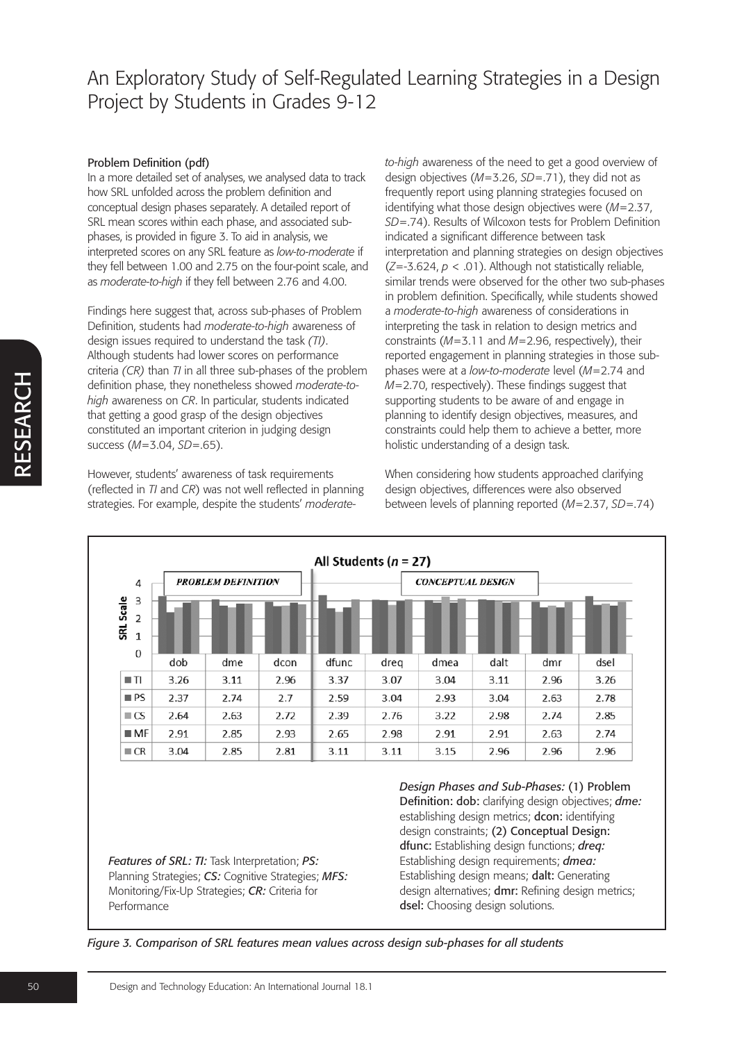# An Exploratory Study of Self-Regulated Learning Strategies in a Design Project by Students in Grades 9-12

### Problem Definition (pdf)

In a more detailed set of analyses, we analysed data to track how SRL unfolded across the problem definition and conceptual design phases separately. A detailed report of SRL mean scores within each phase, and associated sub-phases, is provided in figure 3. To aid in analysis, we interpreted scores on any SRL feature as *low-to-moderate* if they fell between 1.00 and 2.75 on the four-point scale, and as *moderate-to-high* if they fell between 2.76 and 4.00.

Findings here suggest that, across sub-phases of Problem Definition, students had *moderate-to-high* awareness of design issues required to understand the task *(TI)*. Although students had lower scores on performance criteria *(CR)* than *TI* in all three sub-phases of the problem definition phase, they nonetheless showed *moderate-to-high* awareness on *CR*. In particular, students indicated that getting a good grasp of the design objectives constituted an important criterion in judging design success (*M*=3.04, *SD*=.65).

However, students' awareness of task requirements (reflected in *TI* and *CR*) was not well reflected in planning strategies. For example, despite the students' *moderate-to-high* awareness of the need to get a good overview of design objectives (*M*=3.26, *SD*=.71), they did not as frequently report using planning strategies focused on identifying what those design objectives were (*M*=2.37, *SD*=.74). Results of Wilcoxon tests for Problem Definition indicated a significant difference between task interpretation and planning strategies on design objectives ($Z=-3.624$, $p < .01$). Although not statistically reliable, similar trends were observed for the other two sub-phases in problem definition. Specifically, while students showed a *moderate-to-high* awareness of considerations in interpreting the task in relation to design metrics and constraints (*M*=3.11 and *M*=2.96, respectively), their reported engagement in planning strategies in those sub-phases were at a *low-to-moderate* level (*M*=2.74 and *M*=2.70, respectively). These findings suggest that supporting students to be aware of and engage in planning to identify design objectives, measures, and constraints could help them to achieve a better, more holistic understanding of a design task.

When considering how students approached clarifying design objectives, differences were also observed between levels of planning reported (*M*=2.37, *SD*=.74)

**All Students (*n* = 27)**

| | PROBLEM DEFINITION | | | CONCEPTUAL DESIGN | | | | | |
|---|---|---|---|---|---|---|---|---|---|
| | dob | dme | dcon | dfunc | dreq | dmea | dalt | dmr | dsel |
| TI | 3.26 | 3.11 | 2.96 | 3.37 | 3.07 | 3.04 | 3.11 | 2.96 | 3.26 |
| PS | 2.37 | 2.74 | 2.7 | 2.59 | 3.04 | 2.93 | 3.04 | 2.63 | 2.78 |
| CS | 2.64 | 2.63 | 2.72 | 2.39 | 2.76 | 3.22 | 2.98 | 2.74 | 2.85 |
| MF | 2.91 | 2.85 | 2.93 | 2.65 | 2.98 | 2.91 | 2.91 | 2.63 | 2.74 |
| CR | 3.04 | 2.85 | 2.81 | 3.11 | 3.11 | 3.15 | 2.96 | 2.96 | 2.96 |

*Features of SRL: TI:* Task Interpretation; *PS:* Planning Strategies; *CS:* Cognitive Strategies; *MFS:* Monitoring/Fix-Up Strategies; *CR:* Criteria for Performance

*Design Phases and Sub-Phases:* (1) **Problem Definition: dob:** clarifying design objectives; ***dme:*** establishing design metrics; **dcon:** identifying design constraints; **(2) Conceptual Design: dfunc:** Establishing design functions; ***dreq:*** Establishing design requirements; ***dmea:*** Establishing design means; **dalt:** Generating design alternatives; **dmr:** Refining design metrics; **dsel:** Choosing design solutions.

*Figure 3. Comparison of SRL features mean values across design sub-phases for all students*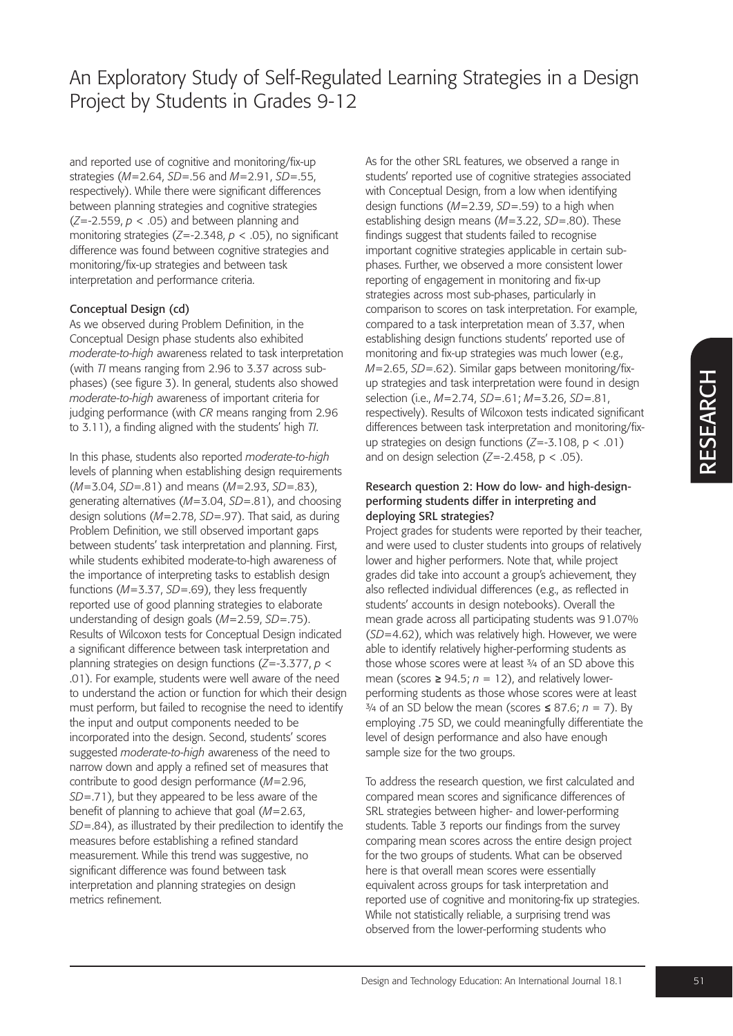and reported use of cognitive and monitoring/fix-up strategies ($M$=2.64, $SD$=.56 and $M$=2.91, $SD$=.55, respectively). While there were significant differences between planning strategies and cognitive strategies ($Z$=-2.559, $p$ < .05) and between planning and monitoring strategies ($Z$=-2.348, $p$ < .05), no significant difference was found between cognitive strategies and monitoring/fix-up strategies and between task interpretation and performance criteria.

### Conceptual Design (cd)

As we observed during Problem Definition, in the Conceptual Design phase students also exhibited *moderate-to-high* awareness related to task interpretation (with *TI* means ranging from 2.96 to 3.37 across sub-phases) (see figure 3). In general, students also showed *moderate-to-high* awareness of important criteria for judging performance (with *CR* means ranging from 2.96 to 3.11), a finding aligned with the students' high *TI*.

In this phase, students also reported *moderate-to-high* levels of planning when establishing design requirements ($M$=3.04, $SD$=.81) and means ($M$=2.93, $SD$=.83), generating alternatives ($M$=3.04, $SD$=.81), and choosing design solutions ($M$=2.78, $SD$=.97). That said, as during Problem Definition, we still observed important gaps between students' task interpretation and planning. First, while students exhibited moderate-to-high awareness of the importance of interpreting tasks to establish design functions ($M$=3.37, $SD$=.69), they less frequently reported use of good planning strategies to elaborate understanding of design goals ($M$=2.59, $SD$=.75). Results of Wilcoxon tests for Conceptual Design indicated a significant difference between task interpretation and planning strategies on design functions ($Z$=-3.377, $p$ < .01). For example, students were well aware of the need to understand the action or function for which their design must perform, but failed to recognise the need to identify the input and output components needed to be incorporated into the design. Second, students' scores suggested *moderate-to-high* awareness of the need to narrow down and apply a refined set of measures that contribute to good design performance ($M$=2.96, $SD$=.71), but they appeared to be less aware of the benefit of planning to achieve that goal ($M$=2.63, $SD$=.84), as illustrated by their predilection to identify the measures before establishing a refined standard measurement. While this trend was suggestive, no significant difference was found between task interpretation and planning strategies on design metrics refinement.

As for the other SRL features, we observed a range in students' reported use of cognitive strategies associated with Conceptual Design, from a low when identifying design functions ($M$=2.39, $SD$=.59) to a high when establishing design means ($M$=3.22, $SD$=.80). These findings suggest that students failed to recognise important cognitive strategies applicable in certain sub-phases. Further, we observed a more consistent lower reporting of engagement in monitoring and fix-up strategies across most sub-phases, particularly in comparison to scores on task interpretation. For example, compared to a task interpretation mean of 3.37, when establishing design functions students' reported use of monitoring and fix-up strategies was much lower (e.g., $M$=2.65, $SD$=.62). Similar gaps between monitoring/fix-up strategies and task interpretation were found in design selection (i.e., $M$=2.74, $SD$=.61; $M$=3.26, $SD$=.81, respectively). Results of Wilcoxon tests indicated significant differences between task interpretation and monitoring/fix-up strategies on design functions ($Z$=-3.108, $p$ < .01) and on design selection ($Z$=-2.458, $p$ < .05).

### Research question 2: How do low- and high-design-performing students differ in interpreting and deploying SRL strategies?

Project grades for students were reported by their teacher, and were used to cluster students into groups of relatively lower and higher performers. Note that, while project grades did take into account a group's achievement, they also reflected individual differences (e.g., as reflected in students' accounts in design notebooks). Overall the mean grade across all participating students was 91.07% ($SD$=4.62), which was relatively high. However, we were able to identify relatively higher-performing students as those whose scores were at least ¾ of an SD above this mean (scores ≥ 94.5; $n$ = 12), and relatively lower-performing students as those whose scores were at least ¾ of an SD below the mean (scores ≤ 87.6; $n$ = 7). By employing .75 SD, we could meaningfully differentiate the level of design performance and also have enough sample size for the two groups.

To address the research question, we first calculated and compared mean scores and significance differences of SRL strategies between higher- and lower-performing students. Table 3 reports our findings from the survey comparing mean scores across the entire design project for the two groups of students. What can be observed here is that overall mean scores were essentially equivalent across groups for task interpretation and reported use of cognitive and monitoring-fix up strategies. While not statistically reliable, a surprising trend was observed from the lower-performing students who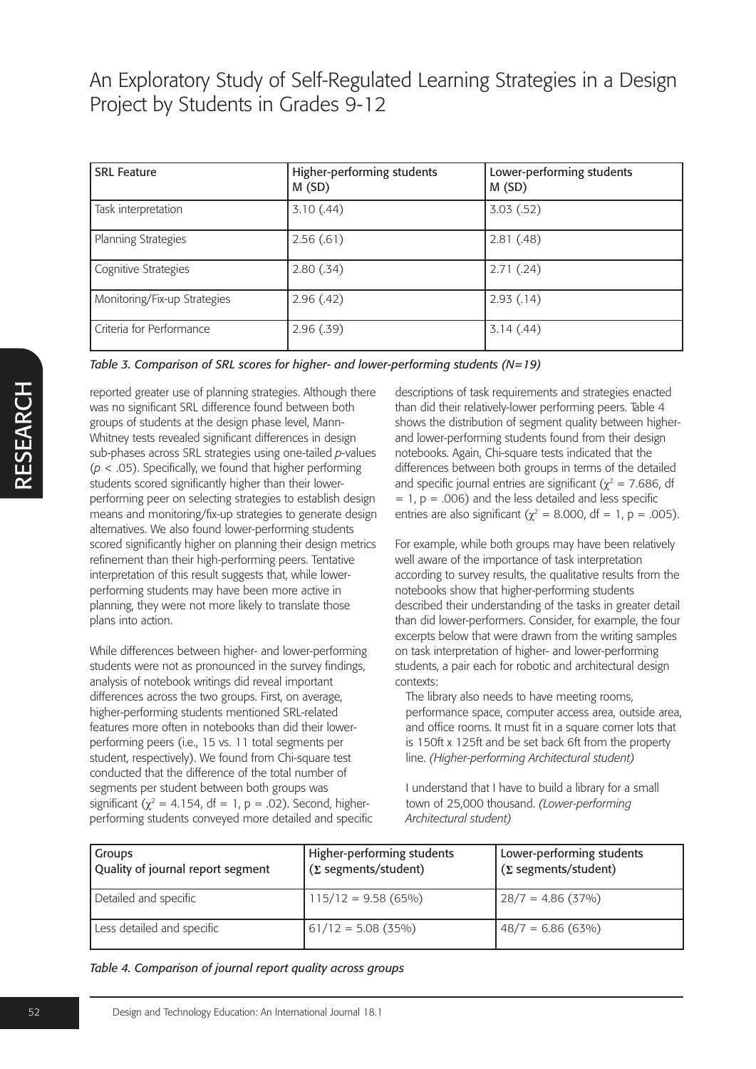| SRL Feature | Higher-performing students M (SD) | Lower-performing students M (SD) |
| --- | --- | --- |
| Task interpretation | 3.10 (.44) | 3.03 (.52) |
| Planning Strategies | 2.56 (.61) | 2.81 (.48) |
| Cognitive Strategies | 2.80 (.34) | 2.71 (.24) |
| Monitoring/Fix-up Strategies | 2.96 (.42) | 2.93 (.14) |
| Criteria for Performance | 2.96 (.39) | 3.14 (.44) |

*Table 3. Comparison of SRL scores for higher- and lower-performing students (N=19)*

reported greater use of planning strategies. Although there was no significant SRL difference found between both groups of students at the design phase level, Mann-Whitney tests revealed significant differences in design sub-phases across SRL strategies using one-tailed *p*-values ($p < .05$). Specifically, we found that higher performing students scored significantly higher than their lower-performing peer on selecting strategies to establish design means and monitoring/fix-up strategies to generate design alternatives. We also found lower-performing students scored significantly higher on planning their design metrics refinement than their high-performing peers. Tentative interpretation of this result suggests that, while lower-performing students may have been more active in planning, they were not more likely to translate those plans into action.

While differences between higher- and lower-performing students were not as pronounced in the survey findings, analysis of notebook writings did reveal important differences across the two groups. First, on average, higher-performing students mentioned SRL-related features more often in notebooks than did their lower-performing peers (i.e., 15 vs. 11 total segments per student, respectively). We found from Chi-square test conducted that the difference of the total number of segments per student between both groups was significant ($\chi^2 = 4.154$, df = 1, p = .02). Second, higher-performing students conveyed more detailed and specific descriptions of task requirements and strategies enacted than did their relatively-lower performing peers. Table 4 shows the distribution of segment quality between higher- and lower-performing students found from their design notebooks. Again, Chi-square tests indicated that the differences between both groups in terms of the detailed and specific journal entries are significant ($\chi^2 = 7.686$, df = 1, p = .006) and the less detailed and less specific entries are also significant ($\chi^2 = 8.000$, df = 1, p = .005).

For example, while both groups may have been relatively well aware of the importance of task interpretation according to survey results, the qualitative results from the notebooks show that higher-performing students described their understanding of the tasks in greater detail than did lower-performers. Consider, for example, the four excerpts below that were drawn from the writing samples on task interpretation of higher- and lower-performing students, a pair each for robotic and architectural design contexts:

> The library also needs to have meeting rooms, performance space, computer access area, outside area, and office rooms. It must fit in a square corner lots that is 150ft x 125ft and be set back 6ft from the property line. *(Higher-performing Architectural student)*

> I understand that I have to build a library for a small town of 25,000 thousand. *(Lower-performing Architectural student)*

| Groups<br>Quality of journal report segment | Higher-performing students<br>($\Sigma$ segments/student) | Lower-performing students<br>($\Sigma$ segments/student) |
| --- | --- | --- |
| Detailed and specific | 115/12 = 9.58 (65%) | 28/7 = 4.86 (37%) |
| Less detailed and specific | 61/12 = 5.08 (35%) | 48/7 = 6.86 (63%) |

*Table 4. Comparison of journal report quality across groups*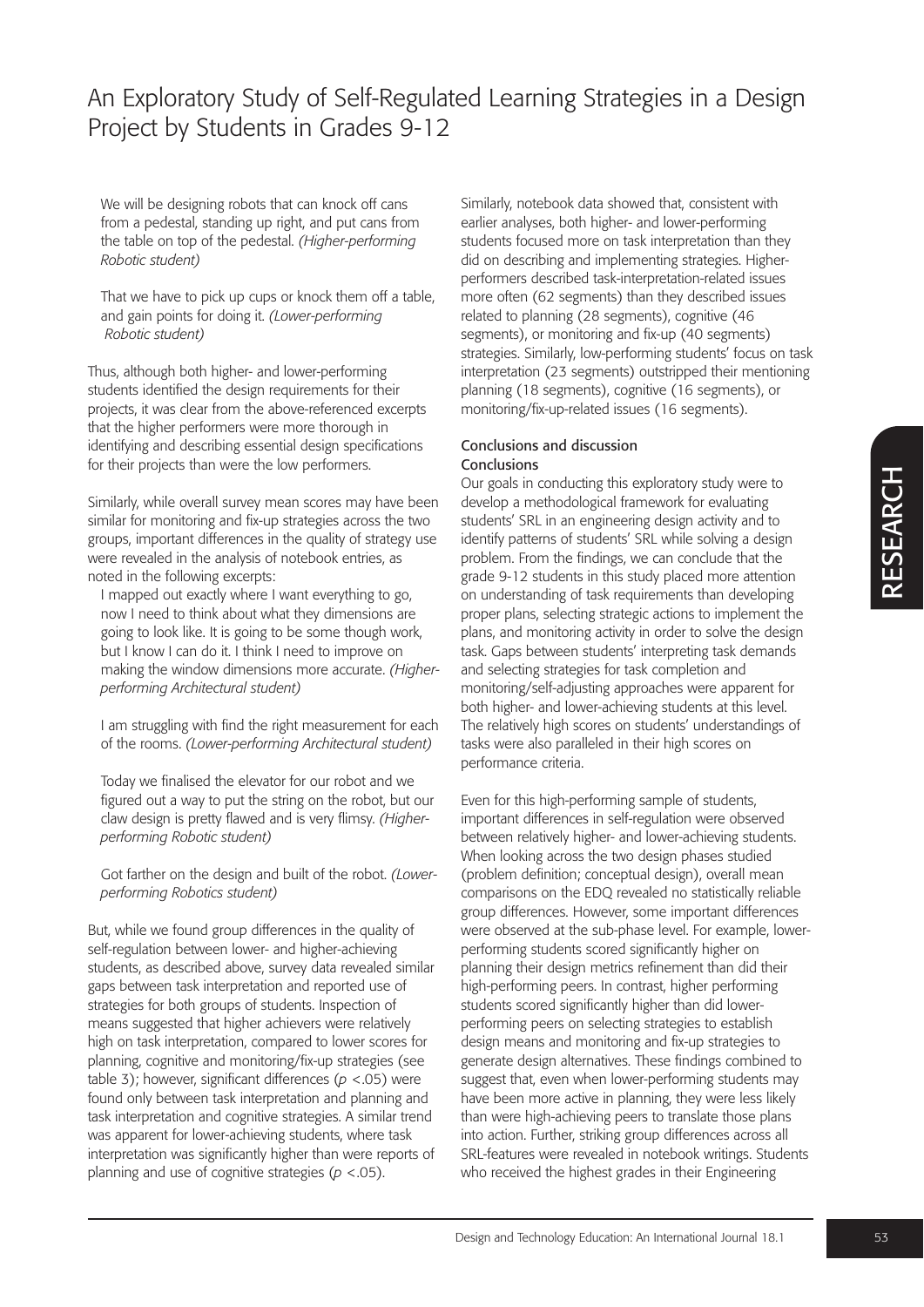We will be designing robots that can knock off cans from a pedestal, standing up right, and put cans from the table on top of the pedestal. *(Higher-performing Robotic student)*

That we have to pick up cups or knock them off a table, and gain points for doing it. *(Lower-performing Robotic student)*

Thus, although both higher- and lower-performing students identified the design requirements for their projects, it was clear from the above-referenced excerpts that the higher performers were more thorough in identifying and describing essential design specifications for their projects than were the low performers.

Similarly, while overall survey mean scores may have been similar for monitoring and fix-up strategies across the two groups, important differences in the quality of strategy use were revealed in the analysis of notebook entries, as noted in the following excerpts:

I mapped out exactly where I want everything to go, now I need to think about what they dimensions are going to look like. It is going to be some though work, but I know I can do it. I think I need to improve on making the window dimensions more accurate. *(Higher-performing Architectural student)*

I am struggling with find the right measurement for each of the rooms. *(Lower-performing Architectural student)*

Today we finalised the elevator for our robot and we figured out a way to put the string on the robot, but our claw design is pretty flawed and is very flimsy. *(Higher-performing Robotic student)*

Got farther on the design and built of the robot. *(Lower-performing Robotics student)*

But, while we found group differences in the quality of self-regulation between lower- and higher-achieving students, as described above, survey data revealed similar gaps between task interpretation and reported use of strategies for both groups of students. Inspection of means suggested that higher achievers were relatively high on task interpretation, compared to lower scores for planning, cognitive and monitoring/fix-up strategies (see table 3); however, significant differences ($p < .05$) were found only between task interpretation and planning and task interpretation and cognitive strategies. A similar trend was apparent for lower-achieving students, where task interpretation was significantly higher than were reports of planning and use of cognitive strategies ($p < .05$).

Similarly, notebook data showed that, consistent with earlier analyses, both higher- and lower-performing students focused more on task interpretation than they did on describing and implementing strategies. Higher-performers described task-interpretation-related issues more often (62 segments) than they described issues related to planning (28 segments), cognitive (46 segments), or monitoring and fix-up (40 segments) strategies. Similarly, low-performing students' focus on task interpretation (23 segments) outstripped their mentioning planning (18 segments), cognitive (16 segments), or monitoring/fix-up-related issues (16 segments).

## Conclusions and discussion

### Conclusions

Our goals in conducting this exploratory study were to develop a methodological framework for evaluating students' SRL in an engineering design activity and to identify patterns of students' SRL while solving a design problem. From the findings, we can conclude that the grade 9-12 students in this study placed more attention on understanding of task requirements than developing proper plans, selecting strategic actions to implement the plans, and monitoring activity in order to solve the design task. Gaps between students' interpreting task demands and selecting strategies for task completion and monitoring/self-adjusting approaches were apparent for both higher- and lower-achieving students at this level. The relatively high scores on students' understandings of tasks were also paralleled in their high scores on performance criteria.

Even for this high-performing sample of students, important differences in self-regulation were observed between relatively higher- and lower-achieving students. When looking across the two design phases studied (problem definition; conceptual design), overall mean comparisons on the EDQ revealed no statistically reliable group differences. However, some important differences were observed at the sub-phase level. For example, lower-performing students scored significantly higher on planning their design metrics refinement than did their high-performing peers. In contrast, higher performing students scored significantly higher than did lower-performing peers on selecting strategies to establish design means and monitoring and fix-up strategies to generate design alternatives. These findings combined to suggest that, even when lower-performing students may have been more active in planning, they were less likely than were high-achieving peers to translate those plans into action. Further, striking group differences across all SRL-features were revealed in notebook writings. Students who received the highest grades in their Engineering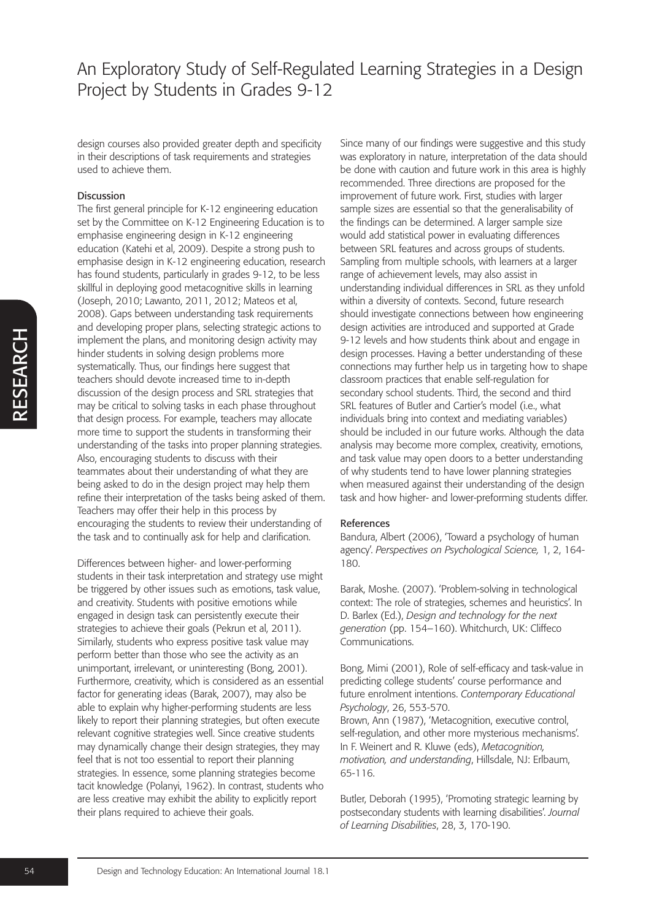design courses also provided greater depth and specificity in their descriptions of task requirements and strategies used to achieve them.

### Discussion

The first general principle for K-12 engineering education set by the Committee on K-12 Engineering Education is to emphasise engineering design in K-12 engineering education (Katehi et al, 2009). Despite a strong push to emphasise design in K-12 engineering education, research has found students, particularly in grades 9-12, to be less skillful in deploying good metacognitive skills in learning (Joseph, 2010; Lawanto, 2011, 2012; Mateos et al, 2008). Gaps between understanding task requirements and developing proper plans, selecting strategic actions to implement the plans, and monitoring design activity may hinder students in solving design problems more systematically. Thus, our findings here suggest that teachers should devote increased time to in-depth discussion of the design process and SRL strategies that may be critical to solving tasks in each phase throughout that design process. For example, teachers may allocate more time to support the students in transforming their understanding of the tasks into proper planning strategies. Also, encouraging students to discuss with their teammates about their understanding of what they are being asked to do in the design project may help them refine their interpretation of the tasks being asked of them. Teachers may offer their help in this process by encouraging the students to review their understanding of the task and to continually ask for help and clarification.

Differences between higher- and lower-performing students in their task interpretation and strategy use might be triggered by other issues such as emotions, task value, and creativity. Students with positive emotions while engaged in design task can persistently execute their strategies to achieve their goals (Pekrun et al, 2011). Similarly, students who express positive task value may perform better than those who see the activity as an unimportant, irrelevant, or uninteresting (Bong, 2001). Furthermore, creativity, which is considered as an essential factor for generating ideas (Barak, 2007), may also be able to explain why higher-performing students are less likely to report their planning strategies, but often execute relevant cognitive strategies well. Since creative students may dynamically change their design strategies, they may feel that is not too essential to report their planning strategies. In essence, some planning strategies become tacit knowledge (Polanyi, 1962). In contrast, students who are less creative may exhibit the ability to explicitly report their plans required to achieve their goals.

Since many of our findings were suggestive and this study was exploratory in nature, interpretation of the data should be done with caution and future work in this area is highly recommended. Three directions are proposed for the improvement of future work. First, studies with larger sample sizes are essential so that the generalisability of the findings can be determined. A larger sample size would add statistical power in evaluating differences between SRL features and across groups of students. Sampling from multiple schools, with learners at a larger range of achievement levels, may also assist in understanding individual differences in SRL as they unfold within a diversity of contexts. Second, future research should investigate connections between how engineering design activities are introduced and supported at Grade 9-12 levels and how students think about and engage in design processes. Having a better understanding of these connections may further help us in targeting how to shape classroom practices that enable self-regulation for secondary school students. Third, the second and third SRL features of Butler and Cartier's model (i.e., what individuals bring into context and mediating variables) should be included in our future works. Although the data analysis may become more complex, creativity, emotions, and task value may open doors to a better understanding of why students tend to have lower planning strategies when measured against their understanding of the design task and how higher- and lower-preforming students differ.

### References

Bandura, Albert (2006), 'Toward a psychology of human agency'. *Perspectives on Psychological Science,* 1, 2, 164-180.

Barak, Moshe. (2007). 'Problem-solving in technological context: The role of strategies, schemes and heuristics'. In D. Barlex (Ed.), *Design and technology for the next generation* (pp. 154–160). Whitchurch, UK: Cliffeco Communications.

Bong, Mimi (2001), Role of self-efficacy and task-value in predicting college students' course performance and future enrolment intentions. *Contemporary Educational Psychology*, 26, 553-570.

Brown, Ann (1987), 'Metacognition, executive control, self-regulation, and other more mysterious mechanisms'. In F. Weinert and R. Kluwe (eds), *Metacognition, motivation, and understanding*, Hillsdale, NJ: Erlbaum, 65-116.

Butler, Deborah (1995), 'Promoting strategic learning by postsecondary students with learning disabilities'. *Journal of Learning Disabilities*, 28, 3, 170-190.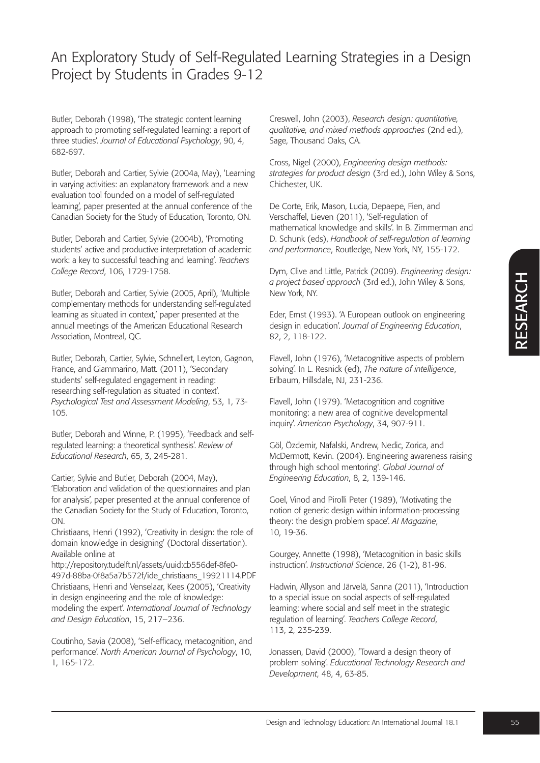Butler, Deborah (1998), 'The strategic content learning approach to promoting self-regulated learning: a report of three studies'. *Journal of Educational Psychology*, 90, 4, 682-697.

Butler, Deborah and Cartier, Sylvie (2004a, May), 'Learning in varying activities: an explanatory framework and a new evaluation tool founded on a model of self-regulated learning', paper presented at the annual conference of the Canadian Society for the Study of Education, Toronto, ON.

Butler, Deborah and Cartier, Sylvie (2004b), 'Promoting students' active and productive interpretation of academic work: a key to successful teaching and learning'. *Teachers College Record*, 106, 1729-1758.

Butler, Deborah and Cartier, Sylvie (2005, April), 'Multiple complementary methods for understanding self-regulated learning as situated in context,' paper presented at the annual meetings of the American Educational Research Association, Montreal, QC.

Butler, Deborah, Cartier, Sylvie, Schnellert, Leyton, Gagnon, France, and Giammarino, Matt. (2011), 'Secondary students' self-regulated engagement in reading: researching self-regulation as situated in context'. *Psychological Test and Assessment Modeling*, 53, 1, 73-105.

Butler, Deborah and Winne, P. (1995), 'Feedback and self-regulated learning: a theoretical synthesis'. *Review of Educational Research*, 65, 3, 245-281.

Cartier, Sylvie and Butler, Deborah (2004, May), 'Elaboration and validation of the questionnaires and plan for analysis', paper presented at the annual conference of the Canadian Society for the Study of Education, Toronto, ON.

Christiaans, Henri (1992), 'Creativity in design: the role of domain knowledge in designing' (Doctoral dissertation). Available online at http://repository.tudelft.nl/assets/uuid:cb556def-8fe0-497d-88ba-0f8a5a7b572f/ide_christiaans_19921114.PDF

Christiaans, Henri and Venselaar, Kees (2005), 'Creativity in design engineering and the role of knowledge: modeling the expert'. *International Journal of Technology and Design Education*, 15, 217–236.

Coutinho, Savia (2008), 'Self-efficacy, metacognition, and performance'. *North American Journal of Psychology*, 10, 1, 165-172.

Creswell, John (2003), *Research design: quantitative, qualitative, and mixed methods approaches* (2nd ed.), Sage, Thousand Oaks, CA.

Cross, Nigel (2000), *Engineering design methods: strategies for product design* (3rd ed.), John Wiley & Sons, Chichester, UK.

De Corte, Erik, Mason, Lucia, Depaepe, Fien, and Verschaffel, Lieven (2011), 'Self-regulation of mathematical knowledge and skills'. In B. Zimmerman and D. Schunk (eds), *Handbook of self-regulation of learning and performance*, Routledge, New York, NY, 155-172.

Dym, Clive and Little, Patrick (2009). *Engineering design: a project based approach* (3rd ed.), John Wiley & Sons, New York, NY.

Eder, Ernst (1993). 'A European outlook on engineering design in education'. *Journal of Engineering Education*, 82, 2, 118-122.

Flavell, John (1976), 'Metacognitive aspects of problem solving'. In L. Resnick (ed), *The nature of intelligence*, Erlbaum, Hillsdale, NJ, 231-236.

Flavell, John (1979). 'Metacognition and cognitive monitoring: a new area of cognitive developmental inquiry'. *American Psychology*, 34, 907-911.

Göl, Özdemir, Nafalski, Andrew, Nedic, Zorica, and McDermott, Kevin. (2004). Engineering awareness raising through high school mentoring'. *Global Journal of Engineering Education*, 8, 2, 139-146.

Goel, Vinod and Pirolli Peter (1989), 'Motivating the notion of generic design within information-processing theory: the design problem space'. *AI Magazine*, 10, 19-36.

Gourgey, Annette (1998), 'Metacognition in basic skills instruction'. *Instructional Science*, 26 (1-2), 81-96.

Hadwin, Allyson and Järvelä, Sanna (2011), 'Introduction to a special issue on social aspects of self-regulated learning: where social and self meet in the strategic regulation of learning'. *Teachers College Record*, 113, 2, 235-239.

Jonassen, David (2000), 'Toward a design theory of problem solving'. *Educational Technology Research and Development*, 48, 4, 63-85.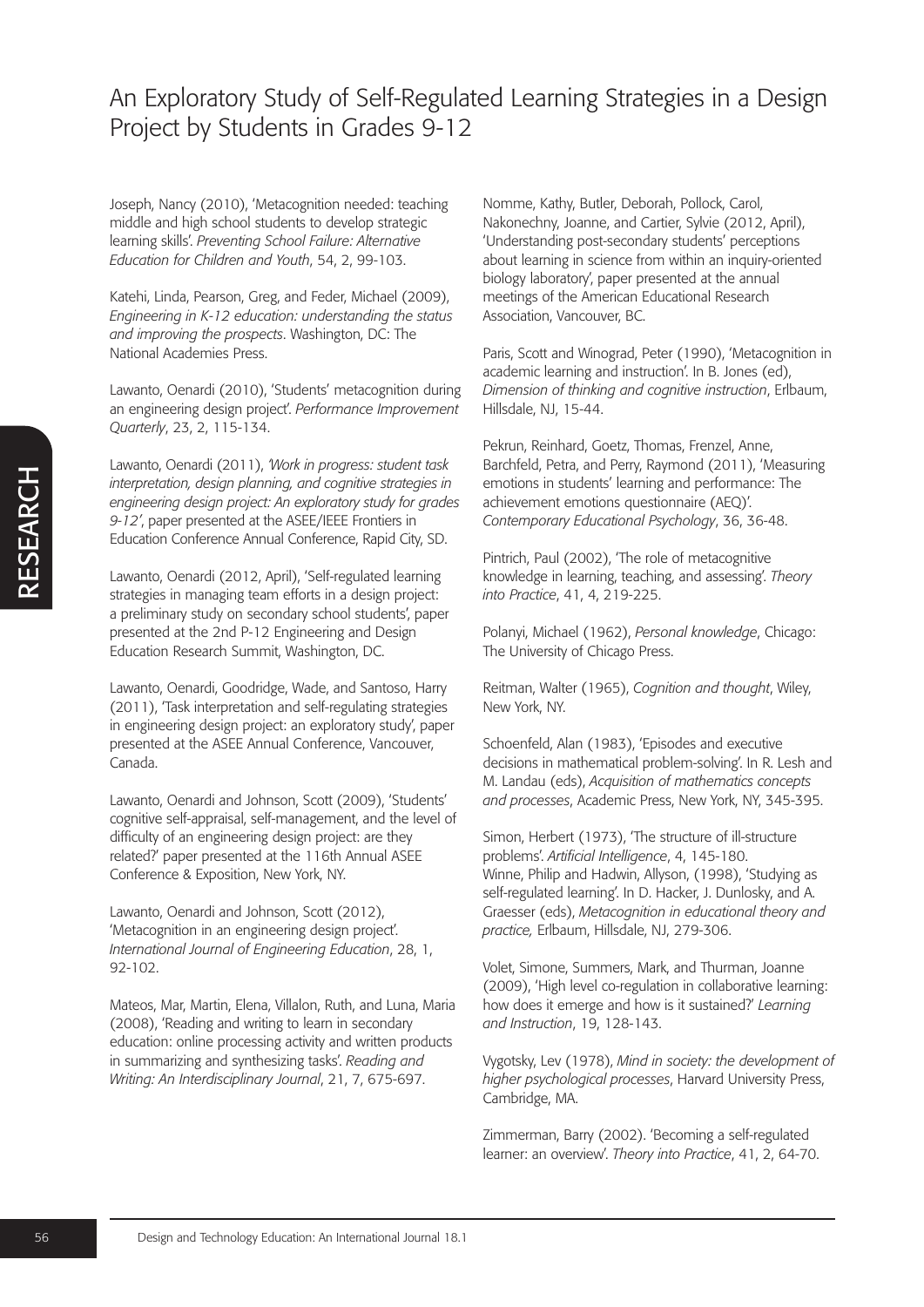Joseph, Nancy (2010), 'Metacognition needed: teaching middle and high school students to develop strategic learning skills'. *Preventing School Failure: Alternative Education for Children and Youth*, 54, 2, 99-103.

Katehi, Linda, Pearson, Greg, and Feder, Michael (2009), *Engineering in K-12 education: understanding the status and improving the prospects*. Washington, DC: The National Academies Press.

Lawanto, Oenardi (2010), 'Students' metacognition during an engineering design project'. *Performance Improvement Quarterly*, 23, 2, 115-134.

Lawanto, Oenardi (2011), *'Work in progress: student task interpretation, design planning, and cognitive strategies in engineering design project: An exploratory study for grades 9-12'*, paper presented at the ASEE/IEEE Frontiers in Education Conference Annual Conference, Rapid City, SD.

Lawanto, Oenardi (2012, April), 'Self-regulated learning strategies in managing team efforts in a design project: a preliminary study on secondary school students', paper presented at the 2nd P-12 Engineering and Design Education Research Summit, Washington, DC.

Lawanto, Oenardi, Goodridge, Wade, and Santoso, Harry (2011), 'Task interpretation and self-regulating strategies in engineering design project: an exploratory study', paper presented at the ASEE Annual Conference, Vancouver, Canada.

Lawanto, Oenardi and Johnson, Scott (2009), 'Students' cognitive self-appraisal, self-management, and the level of difficulty of an engineering design project: are they related?' paper presented at the 116th Annual ASEE Conference & Exposition, New York, NY.

Lawanto, Oenardi and Johnson, Scott (2012), 'Metacognition in an engineering design project'. *International Journal of Engineering Education*, 28, 1, 92-102.

Mateos, Mar, Martin, Elena, Villalon, Ruth, and Luna, Maria (2008), 'Reading and writing to learn in secondary education: online processing activity and written products in summarizing and synthesizing tasks'. *Reading and Writing: An Interdisciplinary Journal*, 21, 7, 675-697.

Nomme, Kathy, Butler, Deborah, Pollock, Carol, Nakonechny, Joanne, and Cartier, Sylvie (2012, April), 'Understanding post-secondary students' perceptions about learning in science from within an inquiry-oriented biology laboratory', paper presented at the annual meetings of the American Educational Research Association, Vancouver, BC.

Paris, Scott and Winograd, Peter (1990), 'Metacognition in academic learning and instruction'. In B. Jones (ed), *Dimension of thinking and cognitive instruction*, Erlbaum, Hillsdale, NJ, 15-44.

Pekrun, Reinhard, Goetz, Thomas, Frenzel, Anne, Barchfeld, Petra, and Perry, Raymond (2011), 'Measuring emotions in students' learning and performance: The achievement emotions questionnaire (AEQ)'. *Contemporary Educational Psychology*, 36, 36-48.

Pintrich, Paul (2002), 'The role of metacognitive knowledge in learning, teaching, and assessing'. *Theory into Practice*, 41, 4, 219-225.

Polanyi, Michael (1962), *Personal knowledge*, Chicago: The University of Chicago Press.

Reitman, Walter (1965), *Cognition and thought*, Wiley, New York, NY.

Schoenfeld, Alan (1983), 'Episodes and executive decisions in mathematical problem-solving'. In R. Lesh and M. Landau (eds), *Acquisition of mathematics concepts and processes*, Academic Press, New York, NY, 345-395.

Simon, Herbert (1973), 'The structure of ill-structure problems'. *Artificial Intelligence*, 4, 145-180.

Winne, Philip and Hadwin, Allyson, (1998), 'Studying as self-regulated learning'. In D. Hacker, J. Dunlosky, and A. Graesser (eds), *Metacognition in educational theory and practice,* Erlbaum, Hillsdale, NJ, 279-306.

Volet, Simone, Summers, Mark, and Thurman, Joanne (2009), 'High level co-regulation in collaborative learning: how does it emerge and how is it sustained?' *Learning and Instruction*, 19, 128-143.

Vygotsky, Lev (1978), *Mind in society: the development of higher psychological processes*, Harvard University Press, Cambridge, MA.

Zimmerman, Barry (2002). 'Becoming a self-regulated learner: an overview'. *Theory into Practice*, 41, 2, 64-70.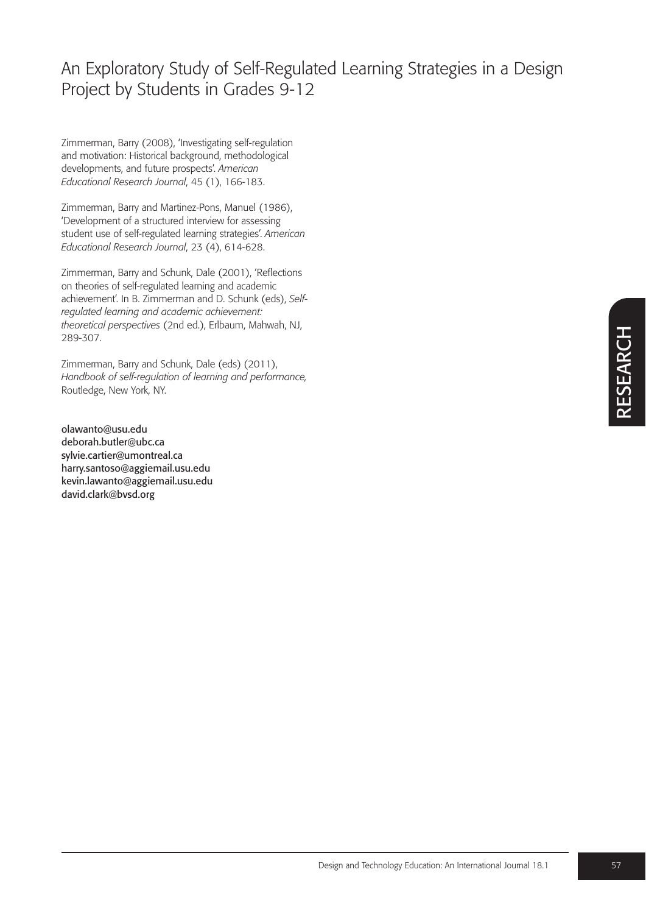Zimmerman, Barry (2008), 'Investigating self-regulation and motivation: Historical background, methodological developments, and future prospects'. *American Educational Research Journal*, 45 (1), 166-183.

Zimmerman, Barry and Martinez-Pons, Manuel (1986), 'Development of a structured interview for assessing student use of self-regulated learning strategies'. *American Educational Research Journal*, 23 (4), 614-628.

Zimmerman, Barry and Schunk, Dale (2001), 'Reflections on theories of self-regulated learning and academic achievement'. In B. Zimmerman and D. Schunk (eds), *Self-regulated learning and academic achievement: theoretical perspectives* (2nd ed.), Erlbaum, Mahwah, NJ, 289-307.

Zimmerman, Barry and Schunk, Dale (eds) (2011), *Handbook of self-regulation of learning and performance,* Routledge, New York, NY.

olawanto@usu.edu
deborah.butler@ubc.ca
sylvie.cartier@umontreal.ca
harry.santoso@aggiemail.usu.edu
kevin.lawanto@aggiemail.usu.edu
david.clark@bvsd.org